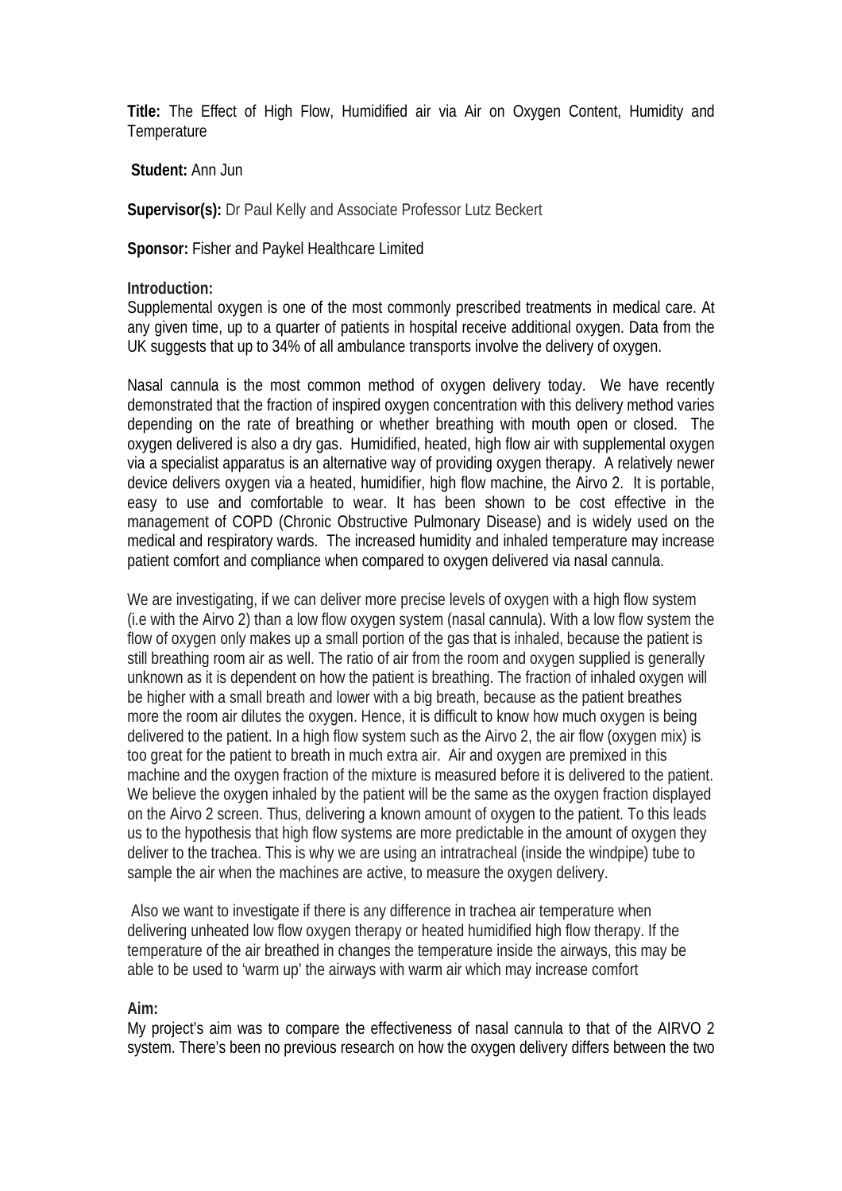**Title:** The Effect of High Flow, Humidified air via Air on Oxygen Content, Humidity and Temperature

**Student:** Ann Jun

**Supervisor(s):** Dr Paul Kelly and Associate Professor Lutz Beckert

**Sponsor:** Fisher and Paykel Healthcare Limited

**Introduction:**
Supplemental oxygen is one of the most commonly prescribed treatments in medical care. At any given time, up to a quarter of patients in hospital receive additional oxygen. Data from the UK suggests that up to 34% of all ambulance transports involve the delivery of oxygen.

Nasal cannula is the most common method of oxygen delivery today. We have recently demonstrated that the fraction of inspired oxygen concentration with this delivery method varies depending on the rate of breathing or whether breathing with mouth open or closed. The oxygen delivered is also a dry gas. Humidified, heated, high flow air with supplemental oxygen via a specialist apparatus is an alternative way of providing oxygen therapy. A relatively newer device delivers oxygen via a heated, humidifier, high flow machine, the Airvo 2. It is portable, easy to use and comfortable to wear. It has been shown to be cost effective in the management of COPD (Chronic Obstructive Pulmonary Disease) and is widely used on the medical and respiratory wards. The increased humidity and inhaled temperature may increase patient comfort and compliance when compared to oxygen delivered via nasal cannula.

We are investigating, if we can deliver more precise levels of oxygen with a high flow system (i.e with the Airvo 2) than a low flow oxygen system (nasal cannula). With a low flow system the flow of oxygen only makes up a small portion of the gas that is inhaled, because the patient is still breathing room air as well. The ratio of air from the room and oxygen supplied is generally unknown as it is dependent on how the patient is breathing. The fraction of inhaled oxygen will be higher with a small breath and lower with a big breath, because as the patient breathes more the room air dilutes the oxygen. Hence, it is difficult to know how much oxygen is being delivered to the patient. In a high flow system such as the Airvo 2, the air flow (oxygen mix) is too great for the patient to breath in much extra air. Air and oxygen are premixed in this machine and the oxygen fraction of the mixture is measured before it is delivered to the patient. We believe the oxygen inhaled by the patient will be the same as the oxygen fraction displayed on the Airvo 2 screen. Thus, delivering a known amount of oxygen to the patient. To this leads us to the hypothesis that high flow systems are more predictable in the amount of oxygen they deliver to the trachea. This is why we are using an intratracheal (inside the windpipe) tube to sample the air when the machines are active, to measure the oxygen delivery.

Also we want to investigate if there is any difference in trachea air temperature when delivering unheated low flow oxygen therapy or heated humidified high flow therapy. If the temperature of the air breathed in changes the temperature inside the airways, this may be able to be used to 'warm up' the airways with warm air which may increase comfort

**Aim:**
My project's aim was to compare the effectiveness of nasal cannula to that of the AIRVO 2 system. There's been no previous research on how the oxygen delivery differs between the two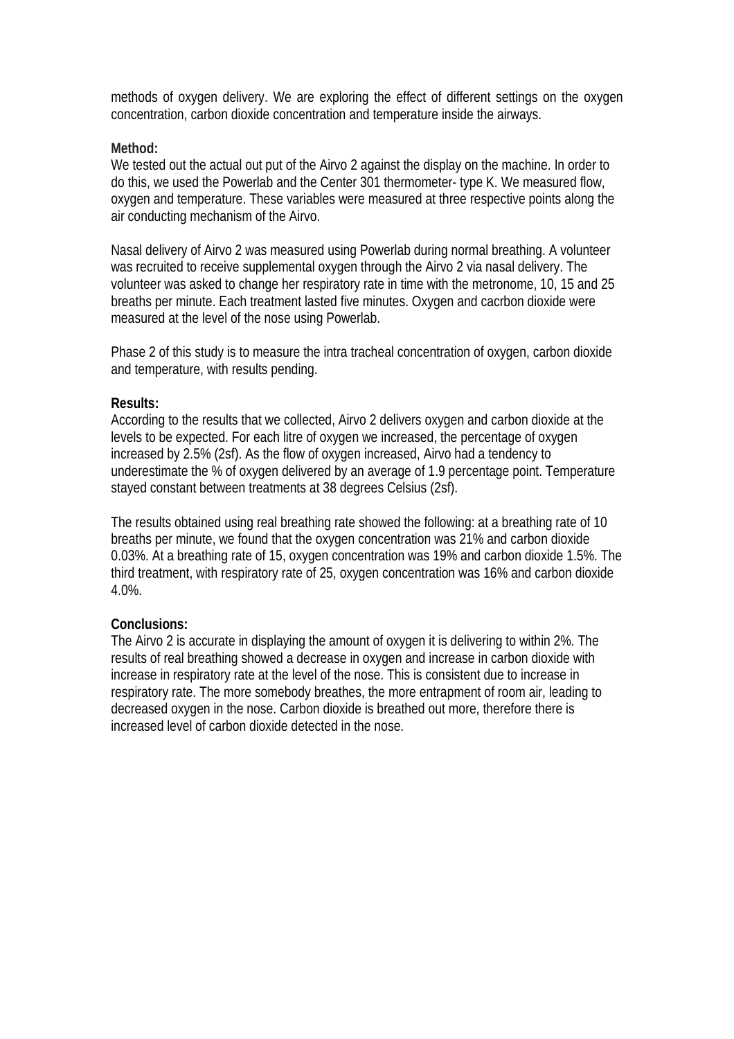methods of oxygen delivery. We are exploring the effect of different settings on the oxygen concentration, carbon dioxide concentration and temperature inside the airways.

**Method:**

We tested out the actual out put of the Airvo 2 against the display on the machine. In order to do this, we used the Powerlab and the Center 301 thermometer- type K. We measured flow, oxygen and temperature. These variables were measured at three respective points along the air conducting mechanism of the Airvo.

Nasal delivery of Airvo 2 was measured using Powerlab during normal breathing. A volunteer was recruited to receive supplemental oxygen through the Airvo 2 via nasal delivery. The volunteer was asked to change her respiratory rate in time with the metronome, 10, 15 and 25 breaths per minute. Each treatment lasted five minutes. Oxygen and cacrbon dioxide were measured at the level of the nose using Powerlab.

Phase 2 of this study is to measure the intra tracheal concentration of oxygen, carbon dioxide and temperature, with results pending.

**Results:**

According to the results that we collected, Airvo 2 delivers oxygen and carbon dioxide at the levels to be expected. For each litre of oxygen we increased, the percentage of oxygen increased by 2.5% (2sf). As the flow of oxygen increased, Airvo had a tendency to underestimate the % of oxygen delivered by an average of 1.9 percentage point. Temperature stayed constant between treatments at 38 degrees Celsius (2sf).

The results obtained using real breathing rate showed the following: at a breathing rate of 10 breaths per minute, we found that the oxygen concentration was 21% and carbon dioxide 0.03%. At a breathing rate of 15, oxygen concentration was 19% and carbon dioxide 1.5%. The third treatment, with respiratory rate of 25, oxygen concentration was 16% and carbon dioxide 4.0%.

**Conclusions:**

The Airvo 2 is accurate in displaying the amount of oxygen it is delivering to within 2%. The results of real breathing showed a decrease in oxygen and increase in carbon dioxide with increase in respiratory rate at the level of the nose. This is consistent due to increase in respiratory rate. The more somebody breathes, the more entrapment of room air, leading to decreased oxygen in the nose. Carbon dioxide is breathed out more, therefore there is increased level of carbon dioxide detected in the nose.